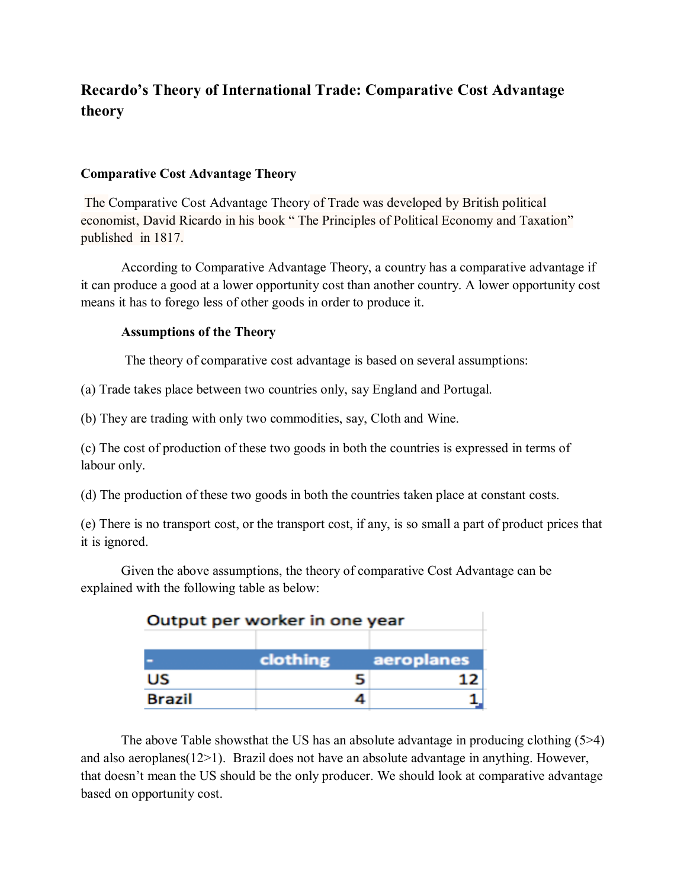# Recardo's Theory of International Trade: Comparative Cost Advantage theory

## Comparative Cost Advantage Theory

The Comparative Cost Advantage Theory of Trade was developed by British political economist, David Ricardo in his book " The Principles of Political Economy and Taxation" published in 1817.

According to Comparative Advantage Theory, a country has a comparative advantage if it can produce a good at a lower opportunity cost than another country. A lower opportunity cost means it has to forego less of other goods in order to produce it.

### Assumptions of the Theory

The theory of comparative cost advantage is based on several assumptions:

(a) Trade takes place between two countries only, say England and Portugal.

(b) They are trading with only two commodities, say, Cloth and Wine.

(c) The cost of production of these two goods in both the countries is expressed in terms of labour only.

(d) The production of these two goods in both the countries taken place at constant costs.

(e) There is no transport cost, or the transport cost, if any, is so small a part of product prices that it is ignored.

Given the above assumptions, the theory of comparative Cost Advantage can be explained with the following table as below:

**Output per worker in one year**

| - | clothing | aeroplanes |
|---|---|---|
| US | 5 | 12 |
| Brazil | 4 | 1 |

The above Table showsthat the US has an absolute advantage in producing clothing (5>4) and also aeroplanes(12>1). Brazil does not have an absolute advantage in anything. However, that doesn't mean the US should be the only producer. We should look at comparative advantage based on opportunity cost.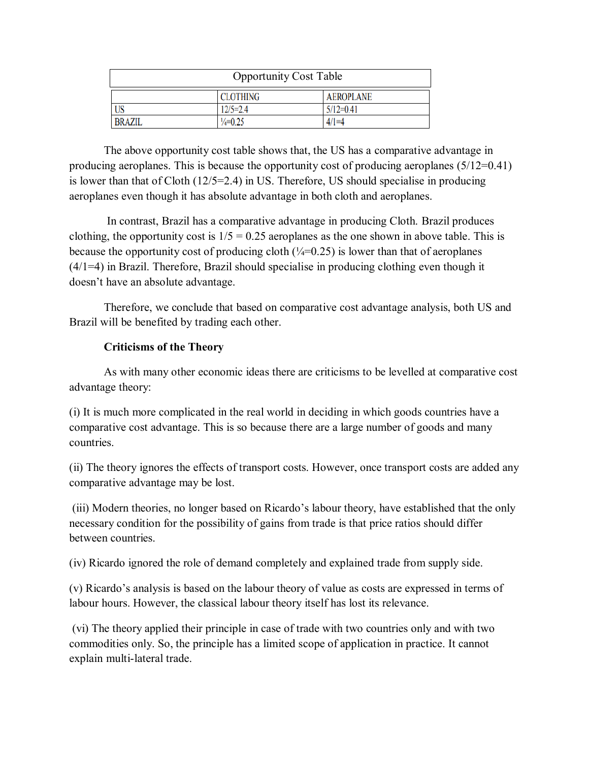| Opportunity Cost Table | | |
|---|---|---|
| | CLOTHING | AEROPLANE |
| US | 12/5=2.4 | 5/12=0.41 |
| BRAZIL | ¼=0.25 | 4/1=4 |

The above opportunity cost table shows that, the US has a comparative advantage in producing aeroplanes. This is because the opportunity cost of producing aeroplanes (5/12=0.41) is lower than that of Cloth (12/5=2.4) in US. Therefore, US should specialise in producing aeroplanes even though it has absolute advantage in both cloth and aeroplanes.

In contrast, Brazil has a comparative advantage in producing Cloth. Brazil produces clothing, the opportunity cost is 1/5 = 0.25 aeroplanes as the one shown in above table. This is because the opportunity cost of producing cloth (¼=0.25) is lower than that of aeroplanes (4/1=4) in Brazil. Therefore, Brazil should specialise in producing clothing even though it doesn't have an absolute advantage.

Therefore, we conclude that based on comparative cost advantage analysis, both US and Brazil will be benefited by trading each other.

**Criticisms of the Theory**

As with many other economic ideas there are criticisms to be levelled at comparative cost advantage theory:

(i) It is much more complicated in the real world in deciding in which goods countries have a comparative cost advantage. This is so because there are a large number of goods and many countries.

(ii) The theory ignores the effects of transport costs. However, once transport costs are added any comparative advantage may be lost.

(iii) Modern theories, no longer based on Ricardo's labour theory, have established that the only necessary condition for the possibility of gains from trade is that price ratios should differ between countries.

(iv) Ricardo ignored the role of demand completely and explained trade from supply side.

(v) Ricardo's analysis is based on the labour theory of value as costs are expressed in terms of labour hours. However, the classical labour theory itself has lost its relevance.

(vi) The theory applied their principle in case of trade with two countries only and with two commodities only. So, the principle has a limited scope of application in practice. It cannot explain multi-lateral trade.